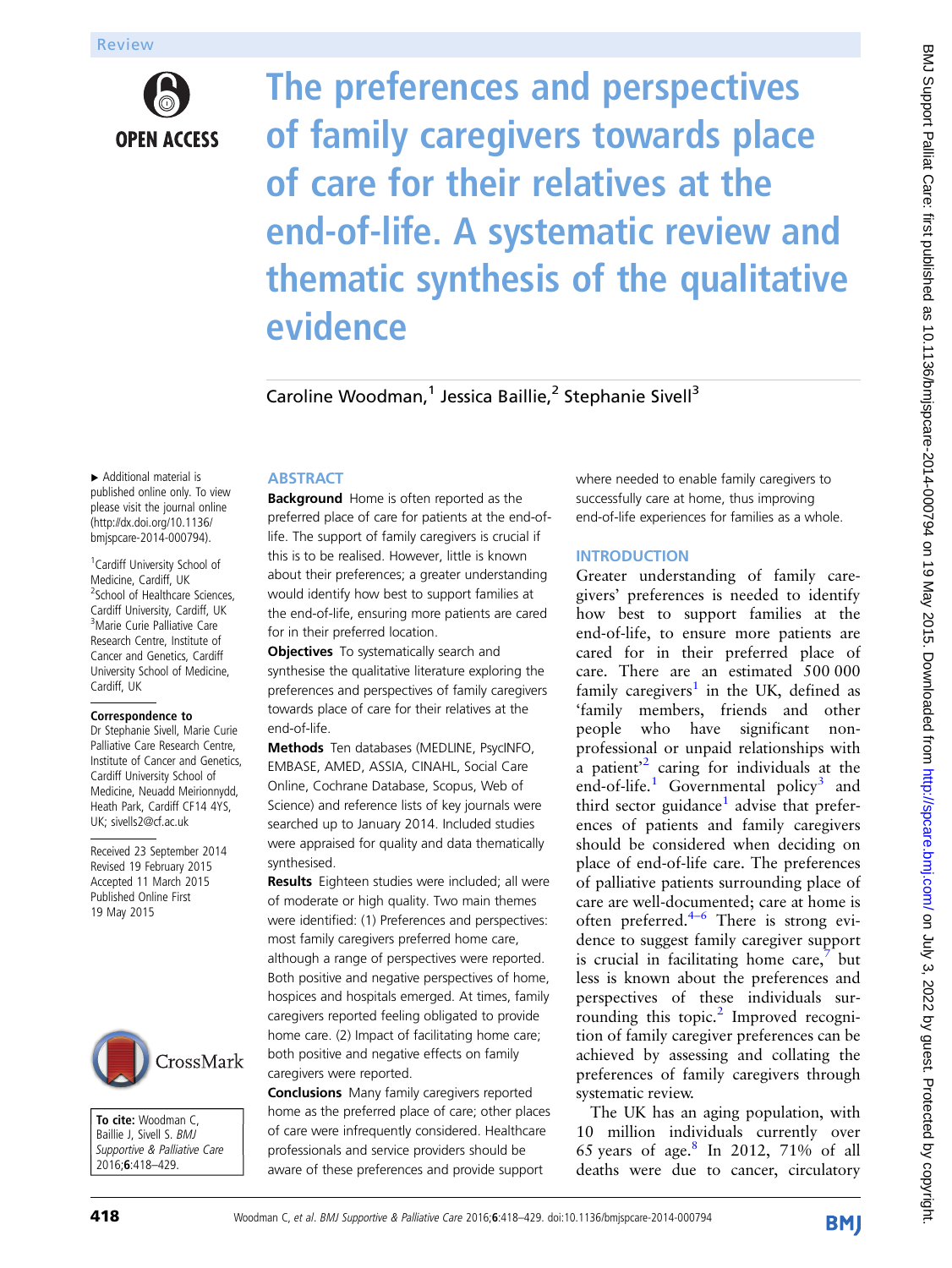Review

# The preferences and perspectives of family caregivers towards place of care for their relatives at the end-of-life. A systematic review and thematic synthesis of the qualitative evidence

Caroline Woodman,[1] Jessica Baillie,[2] Stephanie Sivell[3]

▸ Additional material is published online only. To view please visit the journal online (http://dx.doi.org/10.1136/bmjspcare-2014-000794).

[1]Cardiff University School of Medicine, Cardiff, UK
[2]School of Healthcare Sciences, Cardiff University, Cardiff, UK
[3]Marie Curie Palliative Care Research Centre, Institute of Cancer and Genetics, Cardiff University School of Medicine, Cardiff, UK

**Correspondence to**
Dr Stephanie Sivell, Marie Curie Palliative Care Research Centre, Institute of Cancer and Genetics, Cardiff University School of Medicine, Neuadd Meirionnydd, Heath Park, Cardiff CF14 4YS, UK; sivells2@cf.ac.uk

Received 23 September 2014
Revised 19 February 2015
Accepted 11 March 2015
Published Online First 19 May 2015

**To cite:** Woodman C, Baillie J, Sivell S. *BMJ Supportive & Palliative Care* 2016;**6**:418–429.

## ABSTRACT

**Background** Home is often reported as the preferred place of care for patients at the end-of-life. The support of family caregivers is crucial if this is to be realised. However, little is known about their preferences; a greater understanding would identify how best to support families at the end-of-life, ensuring more patients are cared for in their preferred location.

**Objectives** To systematically search and synthesise the qualitative literature exploring the preferences and perspectives of family caregivers towards place of care for their relatives at the end-of-life.

**Methods** Ten databases (MEDLINE, PsycINFO, EMBASE, AMED, ASSIA, CINAHL, Social Care Online, Cochrane Database, Scopus, Web of Science) and reference lists of key journals were searched up to January 2014. Included studies were appraised for quality and data thematically synthesised.

**Results** Eighteen studies were included; all were of moderate or high quality. Two main themes were identified: (1) Preferences and perspectives: most family caregivers preferred home care, although a range of perspectives were reported. Both positive and negative perspectives of home, hospices and hospitals emerged. At times, family caregivers reported feeling obligated to provide home care. (2) Impact of facilitating home care; both positive and negative effects on family caregivers were reported.

**Conclusions** Many family caregivers reported home as the preferred place of care; other places of care were infrequently considered. Healthcare professionals and service providers should be aware of these preferences and provide support where needed to enable family caregivers to successfully care at home, thus improving end-of-life experiences for families as a whole.

## INTRODUCTION

Greater understanding of family caregivers' preferences is needed to identify how best to support families at the end-of-life, to ensure more patients are cared for in their preferred place of care. There are an estimated 500 000 family caregivers[1] in the UK, defined as 'family members, friends and other people who have significant non-professional or unpaid relationships with a patient'[2] caring for individuals at the end-of-life.[1] Governmental policy[3] and third sector guidance[1] advise that preferences of patients and family caregivers should be considered when deciding on place of end-of-life care. The preferences of palliative patients surrounding place of care are well-documented; care at home is often preferred.[4–6] There is strong evidence to suggest family caregiver support is crucial in facilitating home care,[7] but less is known about the preferences and perspectives of these individuals surrounding this topic.[2] Improved recognition of family caregiver preferences can be achieved by assessing and collating the preferences of family caregivers through systematic review.

The UK has an aging population, with 10 million individuals currently over 65 years of age.[8] In 2012, 71% of all deaths were due to cancer, circulatory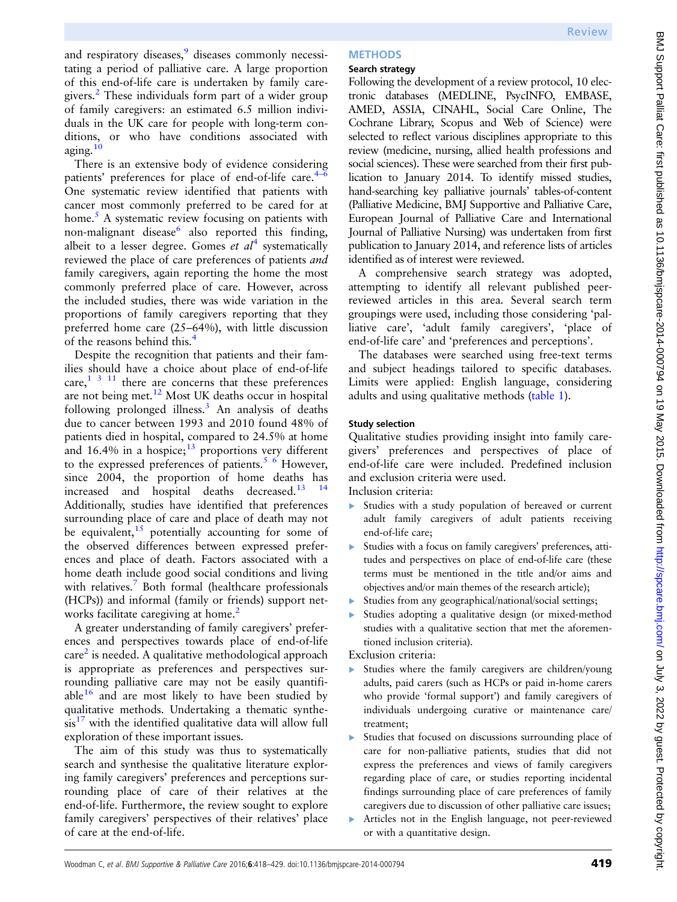and respiratory diseases,[9] diseases commonly necessitating a period of palliative care. A large proportion of this end-of-life care is undertaken by family caregivers.[2] These individuals form part of a wider group of family caregivers: an estimated 6.5 million individuals in the UK care for people with long-term conditions, or who have conditions associated with aging.[10]

There is an extensive body of evidence considering patients' preferences for place of end-of-life care.[4–6] One systematic review identified that patients with cancer most commonly preferred to be cared for at home.[5] A systematic review focusing on patients with non-malignant disease[6] also reported this finding, albeit to a lesser degree. Gomes *et al*[4] systematically reviewed the place of care preferences of patients *and* family caregivers, again reporting the home the most commonly preferred place of care. However, across the included studies, there was wide variation in the proportions of family caregivers reporting that they preferred home care (25–64%), with little discussion of the reasons behind this.[4]

Despite the recognition that patients and their families should have a choice about place of end-of-life care,[1 3 11] there are concerns that these preferences are not being met.[12] Most UK deaths occur in hospital following prolonged illness.[3] An analysis of deaths due to cancer between 1993 and 2010 found 48% of patients died in hospital, compared to 24.5% at home and 16.4% in a hospice;[13] proportions very different to the expressed preferences of patients.[5 6] However, since 2004, the proportion of home deaths has increased and hospital deaths decreased.[13 14] Additionally, studies have identified that preferences surrounding place of care and place of death may not be equivalent,[15] potentially accounting for some of the observed differences between expressed preferences and place of death. Factors associated with a home death include good social conditions and living with relatives.[7] Both formal (healthcare professionals (HCPs)) and informal (family or friends) support networks facilitate caregiving at home.[2]

A greater understanding of family caregivers' preferences and perspectives towards place of end-of-life care[2] is needed. A qualitative methodological approach is appropriate as preferences and perspectives surrounding palliative care may not be easily quantifiable[16] and are most likely to have been studied by qualitative methods. Undertaking a thematic synthesis[17] with the identified qualitative data will allow full exploration of these important issues.

The aim of this study was thus to systematically search and synthesise the qualitative literature exploring family caregivers' preferences and perceptions surrounding place of care of their relatives at the end-of-life. Furthermore, the review sought to explore family caregivers' perspectives of their relatives' place of care at the end-of-life.

## METHODS

### Search strategy

Following the development of a review protocol, 10 electronic databases (MEDLINE, PsycINFO, EMBASE, AMED, ASSIA, CINAHL, Social Care Online, The Cochrane Library, Scopus and Web of Science) were selected to reflect various disciplines appropriate to this review (medicine, nursing, allied health professions and social sciences). These were searched from their first publication to January 2014. To identify missed studies, hand-searching key palliative journals' tables-of-content (Palliative Medicine, BMJ Supportive and Palliative Care, European Journal of Palliative Care and International Journal of Palliative Nursing) was undertaken from first publication to January 2014, and reference lists of articles identified as of interest were reviewed.

A comprehensive search strategy was adopted, attempting to identify all relevant published peer-reviewed articles in this area. Several search term groupings were used, including those considering 'palliative care', 'adult family caregivers', 'place of end-of-life care' and 'preferences and perceptions'.

The databases were searched using free-text terms and subject headings tailored to specific databases. Limits were applied: English language, considering adults and using qualitative methods (table 1).

### Study selection

Qualitative studies providing insight into family caregivers' preferences and perspectives of place of end-of-life care were included. Predefined inclusion and exclusion criteria were used.

Inclusion criteria:

- Studies with a study population of bereaved or current adult family caregivers of adult patients receiving end-of-life care;
- Studies with a focus on family caregivers' preferences, attitudes and perspectives on place of end-of-life care (these terms must be mentioned in the title and/or aims and objectives and/or main themes of the research article);
- Studies from any geographical/national/social settings;
- Studies adopting a qualitative design (or mixed-method studies with a qualitative section that met the aforementioned inclusion criteria).

Exclusion criteria:

- Studies where the family caregivers are children/young adults, paid carers (such as HCPs or paid in-home carers who provide 'formal support') and family caregivers of individuals undergoing curative or maintenance care/treatment;
- Studies that focused on discussions surrounding place of care for non-palliative patients, studies that did not express the preferences and views of family caregivers regarding place of care, or studies reporting incidental findings surrounding place of care preferences of family caregivers due to discussion of other palliative care issues;
- Articles not in the English language, not peer-reviewed or with a quantitative design.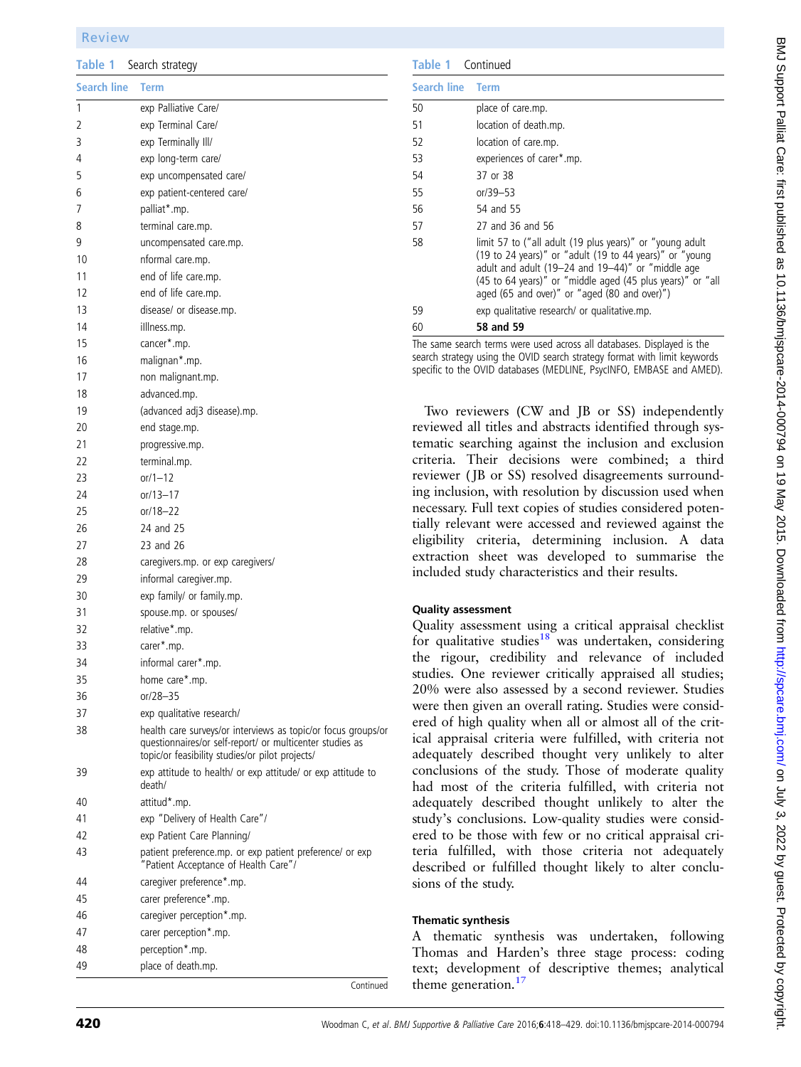**Table 1** Search strategy

| Search line | Term |
|---|---|
| 1 | exp Palliative Care/ |
| 2 | exp Terminal Care/ |
| 3 | exp Terminally Ill/ |
| 4 | exp long-term care/ |
| 5 | exp uncompensated care/ |
| 6 | exp patient-centered care/ |
| 7 | palliat*.mp. |
| 8 | terminal care.mp. |
| 9 | uncompensated care.mp. |
| 10 | nformal care.mp. |
| 11 | end of life care.mp. |
| 12 | end of life care.mp. |
| 13 | disease/ or disease.mp. |
| 14 | illlness.mp. |
| 15 | cancer*.mp. |
| 16 | malignan*.mp. |
| 17 | non malignant.mp. |
| 18 | advanced.mp. |
| 19 | (advanced adj3 disease).mp. |
| 20 | end stage.mp. |
| 21 | progressive.mp. |
| 22 | terminal.mp. |
| 23 | or/1–12 |
| 24 | or/13–17 |
| 25 | or/18–22 |
| 26 | 24 and 25 |
| 27 | 23 and 26 |
| 28 | caregivers.mp. or exp caregivers/ |
| 29 | informal caregiver.mp. |
| 30 | exp family/ or family.mp. |
| 31 | spouse.mp. or spouses/ |
| 32 | relative*.mp. |
| 33 | carer*.mp. |
| 34 | informal carer*.mp. |
| 35 | home care*.mp. |
| 36 | or/28–35 |
| 37 | exp qualitative research/ |
| 38 | health care surveys/or interviews as topic/or focus groups/or questionnaires/or self-report/ or multicenter studies as topic/or feasibility studies/or pilot projects/ |
| 39 | exp attitude to health/ or exp attitude/ or exp attitude to death/ |
| 40 | attitud*.mp. |
| 41 | exp "Delivery of Health Care"/ |
| 42 | exp Patient Care Planning/ |
| 43 | patient preference.mp. or exp patient preference/ or exp "Patient Acceptance of Health Care"/ |
| 44 | caregiver preference*.mp. |
| 45 | carer preference*.mp. |
| 46 | caregiver perception*.mp. |
| 47 | carer perception*.mp. |
| 48 | perception*.mp. |
| 49 | place of death.mp. |
| 50 | place of care.mp. |
| 51 | location of death.mp. |
| 52 | location of care.mp. |
| 53 | experiences of carer*.mp. |
| 54 | 37 or 38 |
| 55 | or/39–53 |
| 56 | 54 and 55 |
| 57 | 27 and 36 and 56 |
| 58 | limit 57 to ("all adult (19 plus years)" or "young adult (19 to 24 years)" or "adult (19 to 44 years)" or "young adult and adult (19–24 and 19–44)" or "middle age (45 to 64 years)" or "middle aged (45 plus years)" or "all aged (65 and over)" or "aged (80 and over)") |
| 59 | exp qualitative research/ or qualitative.mp. |
| 60 | **58 and 59** |

The same search terms were used across all databases. Displayed is the search strategy using the OVID search strategy format with limit keywords specific to the OVID databases (MEDLINE, PsycINFO, EMBASE and AMED).

Two reviewers (CW and JB or SS) independently reviewed all titles and abstracts identified through systematic searching against the inclusion and exclusion criteria. Their decisions were combined; a third reviewer (JB or SS) resolved disagreements surrounding inclusion, with resolution by discussion used when necessary. Full text copies of studies considered potentially relevant were accessed and reviewed against the eligibility criteria, determining inclusion. A data extraction sheet was developed to summarise the included study characteristics and their results.

#### Quality assessment

Quality assessment using a critical appraisal checklist for qualitative studies[18] was undertaken, considering the rigour, credibility and relevance of included studies. One reviewer critically appraised all studies; 20% were also assessed by a second reviewer. Studies were then given an overall rating. Studies were considered of high quality when all or almost all of the critical appraisal criteria were fulfilled, with criteria not adequately described thought very unlikely to alter conclusions of the study. Those of moderate quality had most of the criteria fulfilled, with criteria not adequately described thought unlikely to alter the study's conclusions. Low-quality studies were considered to be those with few or no critical appraisal criteria fulfilled, with those criteria not adequately described or fulfilled thought likely to alter conclusions of the study.

#### Thematic synthesis

A thematic synthesis was undertaken, following Thomas and Harden's three stage process: coding text; development of descriptive themes; analytical theme generation.[17]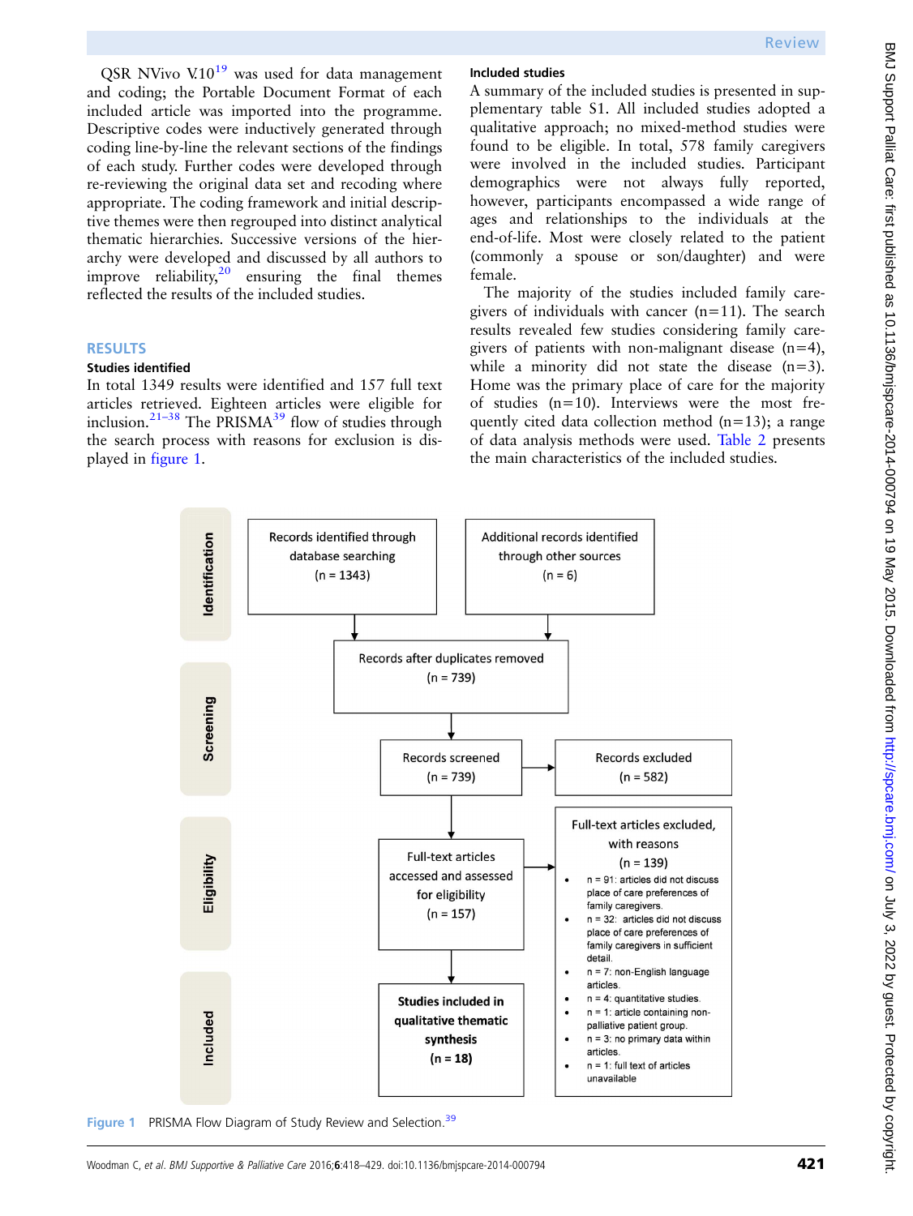QSR NVivo V.10[19] was used for data management and coding; the Portable Document Format of each included article was imported into the programme. Descriptive codes were inductively generated through coding line-by-line the relevant sections of the findings of each study. Further codes were developed through re-reviewing the original data set and recoding where appropriate. The coding framework and initial descriptive themes were then regrouped into distinct analytical thematic hierarchies. Successive versions of the hierarchy were developed and discussed by all authors to improve reliability,[20] ensuring the final themes reflected the results of the included studies.

## RESULTS

### Studies identified

In total 1349 results were identified and 157 full text articles retrieved. Eighteen articles were eligible for inclusion.[21–38] The PRISMA[39] flow of studies through the search process with reasons for exclusion is displayed in figure 1.

### Included studies

A summary of the included studies is presented in supplementary table S1. All included studies adopted a qualitative approach; no mixed-method studies were found to be eligible. In total, 578 family caregivers were involved in the included studies. Participant demographics were not always fully reported, however, participants encompassed a wide range of ages and relationships to the individuals at the end-of-life. Most were closely related to the patient (commonly a spouse or son/daughter) and were female.

The majority of the studies included family caregivers of individuals with cancer (n=11). The search results revealed few studies considering family caregivers of patients with non-malignant disease (n=4), while a minority did not state the disease (n=3). Home was the primary place of care for the majority of studies (n=10). Interviews were the most frequently cited data collection method (n=13); a range of data analysis methods were used. Table 2 presents the main characteristics of the included studies.

**Identification**

- Records identified through database searching (n = 1343)
- Additional records identified through other sources (n = 6)

Records after duplicates removed (n = 739)

**Screening**

Records screened (n = 739) → Records excluded (n = 582)

**Eligibility**

Full-text articles accessed and assessed for eligibility (n = 157) → Full-text articles excluded, with reasons (n = 139)

- n = 91: articles did not discuss place of care preferences of family caregivers.
- n = 32: articles did not discuss place of care preferences of family caregivers in sufficient detail.
- n = 7: non-English language articles.
- n = 4: quantitative studies.
- n = 1: article containing non-palliative patient group.
- n = 3: no primary data within articles.
- n = 1: full text of articles unavailable

**Included**

**Studies included in qualitative thematic synthesis (n = 18)**

Figure 1 PRISMA Flow Diagram of Study Review and Selection.[39]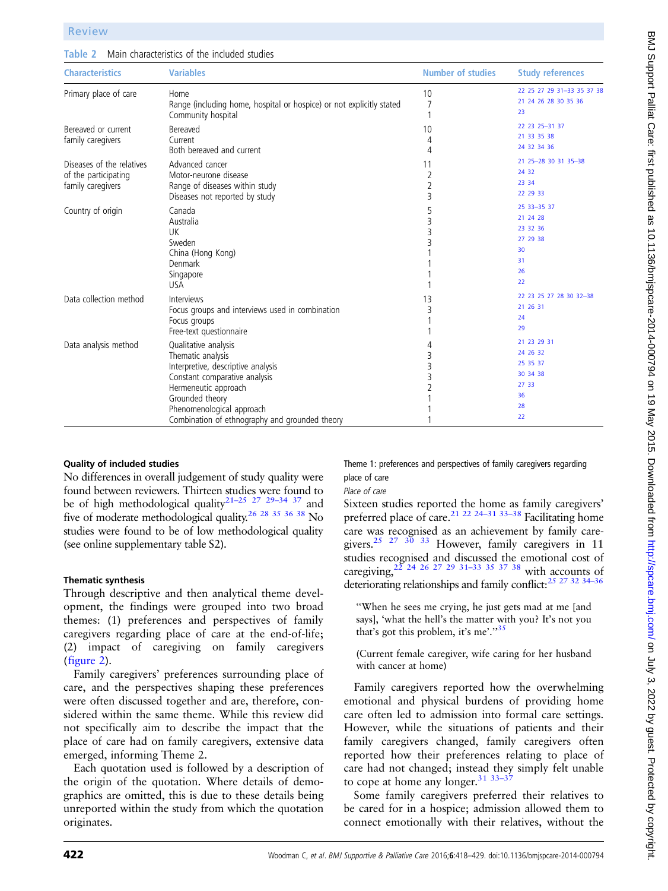Table 2 Main characteristics of the included studies

| Characteristics | Variables | Number of studies | Study references |
|---|---|---|---|
| Primary place of care | Home | 10 | 22 25 27 29 31–33 35 37 38 |
| | Range (including home, hospital or hospice) or not explicitly stated | 7 | 21 24 26 28 30 35 36 |
| | Community hospital | 1 | 23 |
| Bereaved or current family caregivers | Bereaved | 10 | 22 23 25–31 37 |
| | Current | 4 | 21 33 35 38 |
| | Both bereaved and current | 4 | 24 32 34 36 |
| Diseases of the relatives of the participating family caregivers | Advanced cancer | 11 | 21 25–28 30 31 35–38 |
| | Motor-neurone disease | 2 | 24 32 |
| | Range of diseases within study | 2 | 23 34 |
| | Diseases not reported by study | 3 | 22 29 33 |
| Country of origin | Canada | 5 | 25 33–35 37 |
| | Australia | 3 | 21 24 28 |
| | UK | 3 | 23 32 36 |
| | Sweden | 3 | 27 29 38 |
| | China (Hong Kong) | 1 | 30 |
| | Denmark | 1 | 31 |
| | Singapore | 1 | 26 |
| | USA | 1 | 22 |
| Data collection method | Interviews | 13 | 22 23 25 27 28 30 32–38 |
| | Focus groups and interviews used in combination | 3 | 21 26 31 |
| | Focus groups | 1 | 24 |
| | Free-text questionnaire | 1 | 29 |
| Data analysis method | Qualitative analysis | 4 | 21 23 29 31 |
| | Thematic analysis | 3 | 24 26 32 |
| | Interpretive, descriptive analysis | 3 | 25 35 37 |
| | Constant comparative analysis | 3 | 30 34 38 |
| | Hermeneutic approach | 2 | 27 33 |
| | Grounded theory | 1 | 36 |
| | Phenomenological approach | 1 | 28 |
| | Combination of ethnography and grounded theory | 1 | 22 |

### Quality of included studies

No differences in overall judgement of study quality were found between reviewers. Thirteen studies were found to be of high methodological quality[21–25 27 29–34 37] and five of moderate methodological quality.[26 28 35 36 38] No studies were found to be of low methodological quality (see online supplementary table S2).

### Thematic synthesis

Through descriptive and then analytical theme development, the findings were grouped into two broad themes: (1) preferences and perspectives of family caregivers regarding place of care at the end-of-life; (2) impact of caregiving on family caregivers (figure 2).

Family caregivers' preferences surrounding place of care, and the perspectives shaping these preferences were often discussed together and are, therefore, considered within the same theme. While this review did not specifically aim to describe the impact that the place of care had on family caregivers, extensive data emerged, informing Theme 2.

Each quotation used is followed by a description of the origin of the quotation. Where details of demographics are omitted, this is due to these details being unreported within the study from which the quotation originates.

#### Theme 1: preferences and perspectives of family caregivers regarding place of care

*Place of care*

Sixteen studies reported the home as family caregivers' preferred place of care.[21 22 24–31 33–38] Facilitating home care was recognised as an achievement by family caregivers.[25 27 30 33] However, family caregivers in 11 studies recognised and discussed the emotional cost of caregiving,[22 24 26 27 29 31–33 35 37 38] with accounts of deteriorating relationships and family conflict:[25 27 32 34–36]

> "When he sees me crying, he just gets mad at me [and says], 'what the hell's the matter with you? It's not you that's got this problem, it's me'."[35]
>
> (Current female caregiver, wife caring for her husband with cancer at home)

Family caregivers reported how the overwhelming emotional and physical burdens of providing home care often led to admission into formal care settings. However, while the situations of patients and their family caregivers changed, family caregivers often reported how their preferences relating to place of care had not changed; instead they simply felt unable to cope at home any longer.[31 33–37]

Some family caregivers preferred their relatives to be cared for in a hospice; admission allowed them to connect emotionally with their relatives, without the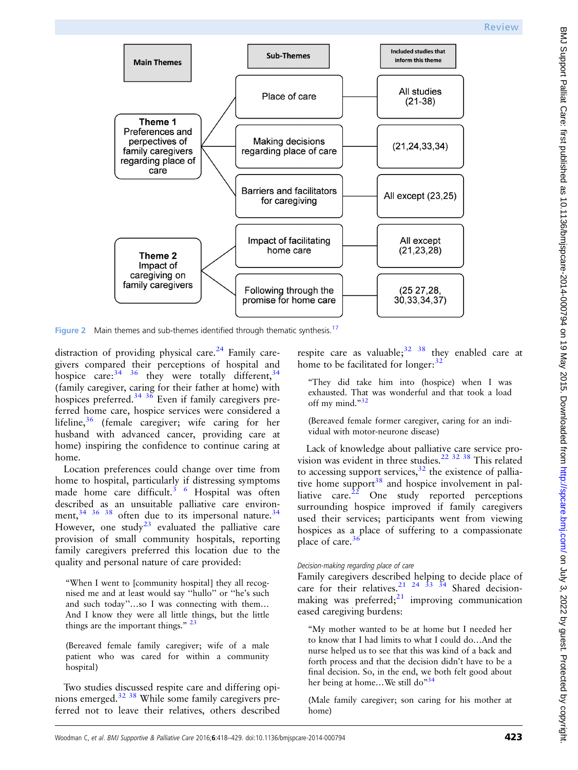| Main Themes | Sub-Themes | Included studies that inform this theme |
| --- | --- | --- |
| Theme 1 Preferences and perpectives of family caregivers regarding place of care | Place of care | All studies (21-38) |
| | Making decisions regarding place of care | (21,24,33,34) |
| | Barriers and facilitators for caregiving | All except (23,25) |
| Theme 2 Impact of caregiving on family caregivers | Impact of facilitating home care | All except (21,23,28) |
| | Following through the promise for home care | (25 27,28, 30,33,34,37) |

Figure 2 Main themes and sub-themes identified through thematic synthesis.[17]

distraction of providing physical care.[24] Family caregivers compared their perceptions of hospital and hospice care:[34 36] they were totally different,[34] (family caregiver, caring for their father at home) with hospices preferred.[34 36] Even if family caregivers preferred home care, hospice services were considered a lifeline,[36] (female caregiver; wife caring for her husband with advanced cancer, providing care at home) inspiring the confidence to continue caring at home.

Location preferences could change over time from home to hospital, particularly if distressing symptoms made home care difficult.[3 6] Hospital was often described as an unsuitable palliative care environment,[34 36 38] often due to its impersonal nature.[34] However, one study[23] evaluated the palliative care provision of small community hospitals, reporting family caregivers preferred this location due to the quality and personal nature of care provided:

> "When I went to [community hospital] they all recognised me and at least would say "hullo" or "he's such and such today"…so I was connecting with them… And I know they were all little things, but the little things are the important things." [23]
>
> (Bereaved female family caregiver; wife of a male patient who was cared for within a community hospital)

Two studies discussed respite care and differing opinions emerged.[32 38] While some family caregivers preferred not to leave their relatives, others described respite care as valuable;[32 38] they enabled care at home to be facilitated for longer:[32]

> "They did take him into (hospice) when I was exhausted. That was wonderful and that took a load off my mind."[32]
>
> (Bereaved female former caregiver, caring for an individual with motor-neurone disease)

Lack of knowledge about palliative care service provision was evident in three studies.[22 32 38] This related to accessing support services,[32] the existence of palliative home support[38] and hospice involvement in palliative care.[22] One study reported perceptions surrounding hospice improved if family caregivers used their services; participants went from viewing hospices as a place of suffering to a compassionate place of care.[36]

*Decision-making regarding place of care*

Family caregivers described helping to decide place of care for their relatives.[21 24 33 34] Shared decision-making was preferred;[21] improving communication eased caregiving burdens:

> "My mother wanted to be at home but I needed her to know that I had limits to what I could do…And the nurse helped us to see that this was kind of a back and forth process and that the decision didn't have to be a final decision. So, in the end, we both felt good about her being at home…We still do"[34]
>
> (Male family caregiver; son caring for his mother at home)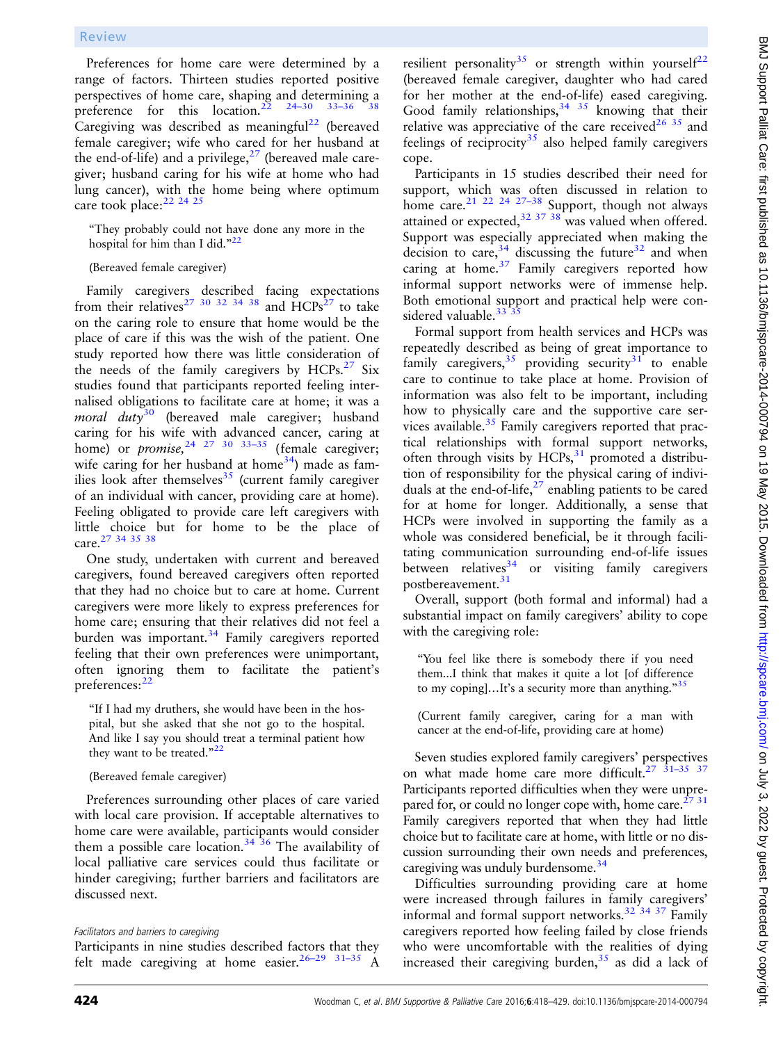Preferences for home care were determined by a range of factors. Thirteen studies reported positive perspectives of home care, shaping and determining a preference for this location.[22 24–30 33–36 38] Caregiving was described as meaningful[22] (bereaved female caregiver; wife who cared for her husband at the end-of-life) and a privilege,[27] (bereaved male caregiver; husband caring for his wife at home who had lung cancer), with the home being where optimum care took place:[22 24 25]

> "They probably could not have done any more in the hospital for him than I did."[22]
>
> (Bereaved female caregiver)

Family caregivers described facing expectations from their relatives[27 30 32 34 38] and HCPs[27] to take on the caring role to ensure that home would be the place of care if this was the wish of the patient. One study reported how there was little consideration of the needs of the family caregivers by HCPs.[27] Six studies found that participants reported feeling internalised obligations to facilitate care at home; it was a *moral duty*[30] (bereaved male caregiver; husband caring for his wife with advanced cancer, caring at home) or *promise,*[24 27 30 33–35] (female caregiver; wife caring for her husband at home[34]) made as families look after themselves[35] (current family caregiver of an individual with cancer, providing care at home). Feeling obligated to provide care left caregivers with little choice but for home to be the place of care.[27 34 35 38]

One study, undertaken with current and bereaved caregivers, found bereaved caregivers often reported that they had no choice but to care at home. Current caregivers were more likely to express preferences for home care; ensuring that their relatives did not feel a burden was important.[34] Family caregivers reported feeling that their own preferences were unimportant, often ignoring them to facilitate the patient's preferences:[22]

> "If I had my druthers, she would have been in the hospital, but she asked that she not go to the hospital. And like I say you should treat a terminal patient how they want to be treated."[22]
>
> (Bereaved female caregiver)

Preferences surrounding other places of care varied with local care provision. If acceptable alternatives to home care were available, participants would consider them a possible care location.[34 36] The availability of local palliative care services could thus facilitate or hinder caregiving; further barriers and facilitators are discussed next.

*Facilitators and barriers to caregiving*

Participants in nine studies described factors that they felt made caregiving at home easier.[26–29 31–35] A resilient personality[35] or strength within yourself[22] (bereaved female caregiver, daughter who had cared for her mother at the end-of-life) eased caregiving. Good family relationships,[34 35] knowing that their relative was appreciative of the care received[26 35] and feelings of reciprocity[35] also helped family caregivers cope.

Participants in 15 studies described their need for support, which was often discussed in relation to home care.[21 22 24 27–38] Support, though not always attained or expected,[32 37 38] was valued when offered. Support was especially appreciated when making the decision to care,[34] discussing the future[32] and when caring at home.[37] Family caregivers reported how informal support networks were of immense help. Both emotional support and practical help were considered valuable.[33 35]

Formal support from health services and HCPs was repeatedly described as being of great importance to family caregivers,[35] providing security[31] to enable care to continue to take place at home. Provision of information was also felt to be important, including how to physically care and the supportive care services available.[35] Family caregivers reported that practical relationships with formal support networks, often through visits by HCPs,[31] promoted a distribution of responsibility for the physical caring of individuals at the end-of-life,[27] enabling patients to be cared for at home for longer. Additionally, a sense that HCPs were involved in supporting the family as a whole was considered beneficial, be it through facilitating communication surrounding end-of-life issues between relatives[34] or visiting family caregivers postbereavement.[31]

Overall, support (both formal and informal) had a substantial impact on family caregivers' ability to cope with the caregiving role:

> "You feel like there is somebody there if you need them...I think that makes it quite a lot [of difference to my coping]...It's a security more than anything."[35]
>
> (Current family caregiver, caring for a man with cancer at the end-of-life, providing care at home)

Seven studies explored family caregivers' perspectives on what made home care more difficult.[27 31–35 37] Participants reported difficulties when they were unprepared for, or could no longer cope with, home care.[27 31] Family caregivers reported that when they had little choice but to facilitate care at home, with little or no discussion surrounding their own needs and preferences, caregiving was unduly burdensome.[34]

Difficulties surrounding providing care at home were increased through failures in family caregivers' informal and formal support networks.[32 34 37] Family caregivers reported how feeling failed by close friends who were uncomfortable with the realities of dying increased their caregiving burden,[35] as did a lack of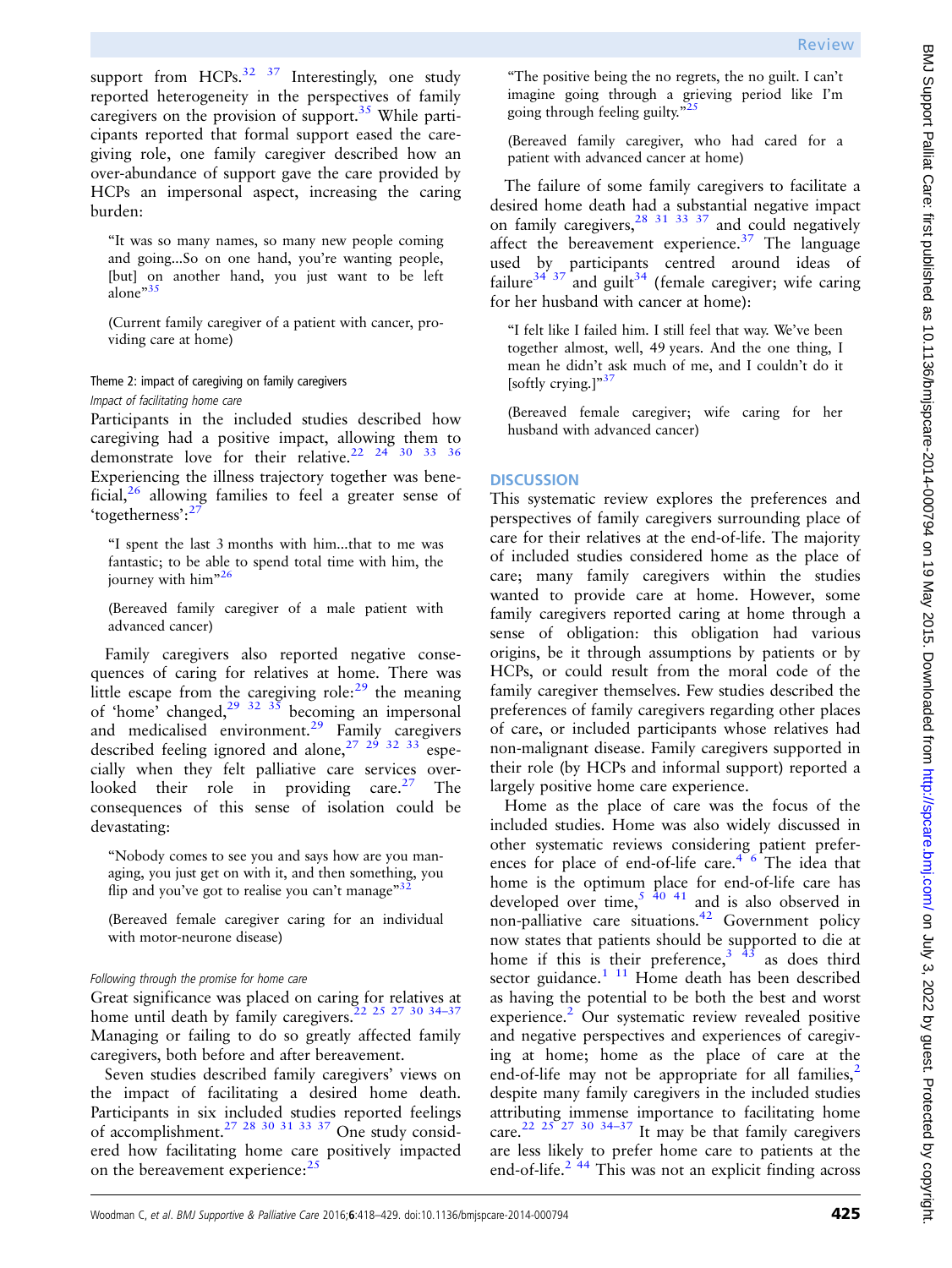support from HCPs.[32 37] Interestingly, one study reported heterogeneity in the perspectives of family caregivers on the provision of support.[35] While participants reported that formal support eased the caregiving role, one family caregiver described how an over-abundance of support gave the care provided by HCPs an impersonal aspect, increasing the caring burden:

> "It was so many names, so many new people coming and going...So on one hand, you're wanting people, [but] on another hand, you just want to be left alone"[35]
>
> (Current family caregiver of a patient with cancer, providing care at home)

### Theme 2: impact of caregiving on family caregivers

#### *Impact of facilitating home care*

Participants in the included studies described how caregiving had a positive impact, allowing them to demonstrate love for their relative.[22 24 30 33 36] Experiencing the illness trajectory together was beneficial,[26] allowing families to feel a greater sense of 'togetherness':[27]

> "I spent the last 3 months with him...that to me was fantastic; to be able to spend total time with him, the journey with him"[26]
>
> (Bereaved family caregiver of a male patient with advanced cancer)

Family caregivers also reported negative consequences of caring for relatives at home. There was little escape from the caregiving role:[29] the meaning of 'home' changed,[29 32 35] becoming an impersonal and medicalised environment.[29] Family caregivers described feeling ignored and alone,[27 29 32 33] especially when they felt palliative care services overlooked their role in providing care.[27] The consequences of this sense of isolation could be devastating:

> "Nobody comes to see you and says how are you managing, you just get on with it, and then something, you flip and you've got to realise you can't manage"[32]
>
> (Bereaved female caregiver caring for an individual with motor-neurone disease)

#### *Following through the promise for home care*

Great significance was placed on caring for relatives at home until death by family caregivers.[22 25 27 30 34–37] Managing or failing to do so greatly affected family caregivers, both before and after bereavement.

Seven studies described family caregivers' views on the impact of facilitating a desired home death. Participants in six included studies reported feelings of accomplishment.[27 28 30 31 33 37] One study considered how facilitating home care positively impacted on the bereavement experience:[25]

> "The positive being the no regrets, the no guilt. I can't imagine going through a grieving period like I'm going through feeling guilty."[25]
>
> (Bereaved family caregiver, who had cared for a patient with advanced cancer at home)

The failure of some family caregivers to facilitate a desired home death had a substantial negative impact on family caregivers,[28 31 33 37] and could negatively affect the bereavement experience.[37] The language used by participants centred around ideas of failure[34 37] and guilt[34] (female caregiver; wife caring for her husband with cancer at home):

> "I felt like I failed him. I still feel that way. We've been together almost, well, 49 years. And the one thing, I mean he didn't ask much of me, and I couldn't do it [softly crying.]"[37]
>
> (Bereaved female caregiver; wife caring for her husband with advanced cancer)

## DISCUSSION

This systematic review explores the preferences and perspectives of family caregivers surrounding place of care for their relatives at the end-of-life. The majority of included studies considered home as the place of care; many family caregivers within the studies wanted to provide care at home. However, some family caregivers reported caring at home through a sense of obligation: this obligation had various origins, be it through assumptions by patients or by HCPs, or could result from the moral code of the family caregiver themselves. Few studies described the preferences of family caregivers regarding other places of care, or included participants whose relatives had non-malignant disease. Family caregivers supported in their role (by HCPs and informal support) reported a largely positive home care experience.

Home as the place of care was the focus of the included studies. Home was also widely discussed in other systematic reviews considering patient preferences for place of end-of-life care.[4 6] The idea that home is the optimum place for end-of-life care has developed over time,[5 40 41] and is also observed in non-palliative care situations.[42] Government policy now states that patients should be supported to die at home if this is their preference,[3 43] as does third sector guidance.[1 11] Home death has been described as having the potential to be both the best and worst experience.[2] Our systematic review revealed positive and negative perspectives and experiences of caregiving at home; home as the place of care at the end-of-life may not be appropriate for all families,[2] despite many family caregivers in the included studies attributing immense importance to facilitating home care.[22 25 27 30 34–37] It may be that family caregivers are less likely to prefer home care to patients at the end-of-life.[2 44] This was not an explicit finding across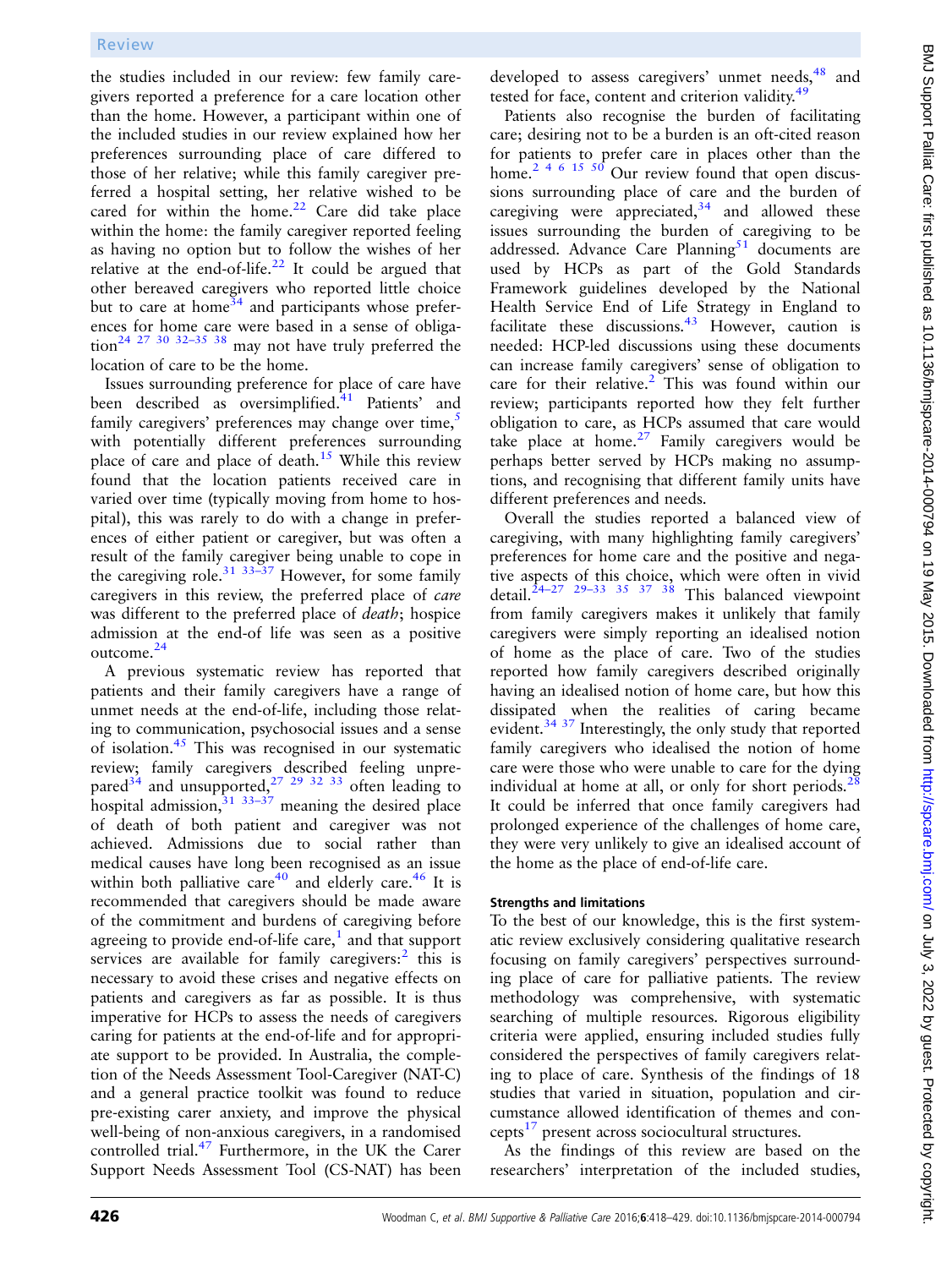the studies included in our review: few family caregivers reported a preference for a care location other than the home. However, a participant within one of the included studies in our review explained how her preferences surrounding place of care differed to those of her relative; while this family caregiver preferred a hospital setting, her relative wished to be cared for within the home.[22] Care did take place within the home: the family caregiver reported feeling as having no option but to follow the wishes of her relative at the end-of-life.[22] It could be argued that other bereaved caregivers who reported little choice but to care at home[34] and participants whose preferences for home care were based in a sense of obligation[24 27 30 32–35 38] may not have truly preferred the location of care to be the home.

Issues surrounding preference for place of care have been described as oversimplified.[41] Patients' and family caregivers' preferences may change over time,[5] with potentially different preferences surrounding place of care and place of death.[15] While this review found that the location patients received care in varied over time (typically moving from home to hospital), this was rarely to do with a change in preferences of either patient or caregiver, but was often a result of the family caregiver being unable to cope in the caregiving role.[31 33–37] However, for some family caregivers in this review, the preferred place of *care* was different to the preferred place of *death*; hospice admission at the end-of life was seen as a positive outcome.[24]

A previous systematic review has reported that patients and their family caregivers have a range of unmet needs at the end-of-life, including those relating to communication, psychosocial issues and a sense of isolation.[45] This was recognised in our systematic review; family caregivers described feeling unprepared[34] and unsupported,[27 29 32 33] often leading to hospital admission,[31 33–37] meaning the desired place of death of both patient and caregiver was not achieved. Admissions due to social rather than medical causes have long been recognised as an issue within both palliative care[40] and elderly care.[46] It is recommended that caregivers should be made aware of the commitment and burdens of caregiving before agreeing to provide end-of-life care,[1] and that support services are available for family caregivers:[2] this is necessary to avoid these crises and negative effects on patients and caregivers as far as possible. It is thus imperative for HCPs to assess the needs of caregivers caring for patients at the end-of-life and for appropriate support to be provided. In Australia, the completion of the Needs Assessment Tool-Caregiver (NAT-C) and a general practice toolkit was found to reduce pre-existing carer anxiety, and improve the physical well-being of non-anxious caregivers, in a randomised controlled trial.[47] Furthermore, in the UK the Carer Support Needs Assessment Tool (CS-NAT) has been developed to assess caregivers' unmet needs,[48] and tested for face, content and criterion validity.[49]

Patients also recognise the burden of facilitating care; desiring not to be a burden is an oft-cited reason for patients to prefer care in places other than the home.[2 4 6 15 50] Our review found that open discussions surrounding place of care and the burden of caregiving were appreciated,[34] and allowed these issues surrounding the burden of caregiving to be addressed. Advance Care Planning[51] documents are used by HCPs as part of the Gold Standards Framework guidelines developed by the National Health Service End of Life Strategy in England to facilitate these discussions.[43] However, caution is needed: HCP-led discussions using these documents can increase family caregivers' sense of obligation to care for their relative.[2] This was found within our review; participants reported how they felt further obligation to care, as HCPs assumed that care would take place at home.[27] Family caregivers would be perhaps better served by HCPs making no assumptions, and recognising that different family units have different preferences and needs.

Overall the studies reported a balanced view of caregiving, with many highlighting family caregivers' preferences for home care and the positive and negative aspects of this choice, which were often in vivid detail.[24–27 29–33 35 37 38] This balanced viewpoint from family caregivers makes it unlikely that family caregivers were simply reporting an idealised notion of home as the place of care. Two of the studies reported how family caregivers described originally having an idealised notion of home care, but how this dissipated when the realities of caring became evident.[34 37] Interestingly, the only study that reported family caregivers who idealised the notion of home care were those who were unable to care for the dying individual at home at all, or only for short periods.[28] It could be inferred that once family caregivers had prolonged experience of the challenges of home care, they were very unlikely to give an idealised account of the home as the place of end-of-life care.

### Strengths and limitations

To the best of our knowledge, this is the first systematic review exclusively considering qualitative research focusing on family caregivers' perspectives surrounding place of care for palliative patients. The review methodology was comprehensive, with systematic searching of multiple resources. Rigorous eligibility criteria were applied, ensuring included studies fully considered the perspectives of family caregivers relating to place of care. Synthesis of the findings of 18 studies that varied in situation, population and circumstance allowed identification of themes and concepts[17] present across sociocultural structures.

As the findings of this review are based on the researchers' interpretation of the included studies,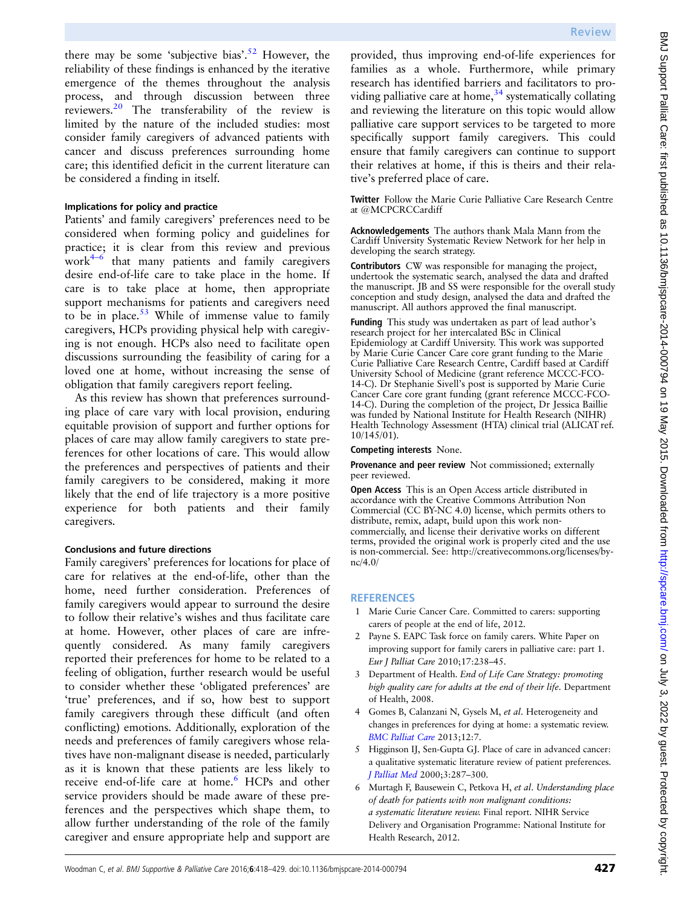there may be some 'subjective bias'.[52] However, the reliability of these findings is enhanced by the iterative emergence of the themes throughout the analysis process, and through discussion between three reviewers.[20] The transferability of the review is limited by the nature of the included studies: most consider family caregivers of advanced patients with cancer and discuss preferences surrounding home care; this identified deficit in the current literature can be considered a finding in itself.

#### Implications for policy and practice

Patients' and family caregivers' preferences need to be considered when forming policy and guidelines for practice; it is clear from this review and previous work[4–6] that many patients and family caregivers desire end-of-life care to take place in the home. If care is to take place at home, then appropriate support mechanisms for patients and caregivers need to be in place.[53] While of immense value to family caregivers, HCPs providing physical help with caregiving is not enough. HCPs also need to facilitate open discussions surrounding the feasibility of caring for a loved one at home, without increasing the sense of obligation that family caregivers report feeling.

As this review has shown that preferences surrounding place of care vary with local provision, enduring equitable provision of support and further options for places of care may allow family caregivers to state preferences for other locations of care. This would allow the preferences and perspectives of patients and their family caregivers to be considered, making it more likely that the end of life trajectory is a more positive experience for both patients and their family caregivers.

#### Conclusions and future directions

Family caregivers' preferences for locations for place of care for relatives at the end-of-life, other than the home, need further consideration. Preferences of family caregivers would appear to surround the desire to follow their relative's wishes and thus facilitate care at home. However, other places of care are infrequently considered. As many family caregivers reported their preferences for home to be related to a feeling of obligation, further research would be useful to consider whether these 'obligated preferences' are 'true' preferences, and if so, how best to support family caregivers through these difficult (and often conflicting) emotions. Additionally, exploration of the needs and preferences of family caregivers whose relatives have non-malignant disease is needed, particularly as it is known that these patients are less likely to receive end-of-life care at home.[6] HCPs and other service providers should be made aware of these preferences and the perspectives which shape them, to allow further understanding of the role of the family caregiver and ensure appropriate help and support are provided, thus improving end-of-life experiences for families as a whole. Furthermore, while primary research has identified barriers and facilitators to providing palliative care at home,[34] systematically collating and reviewing the literature on this topic would allow palliative care support services to be targeted to more specifically support family caregivers. This could ensure that family caregivers can continue to support their relatives at home, if this is theirs and their relative's preferred place of care.

**Twitter** Follow the Marie Curie Palliative Care Research Centre at @MCPCRCCardiff

**Acknowledgements** The authors thank Mala Mann from the Cardiff University Systematic Review Network for her help in developing the search strategy.

**Contributors** CW was responsible for managing the project, undertook the systematic search, analysed the data and drafted the manuscript. JB and SS were responsible for the overall study conception and study design, analysed the data and drafted the manuscript. All authors approved the final manuscript.

**Funding** This study was undertaken as part of lead author's research project for her intercalated BSc in Clinical Epidemiology at Cardiff University. This work was supported by Marie Curie Cancer Care core grant funding to the Marie Curie Palliative Care Research Centre, Cardiff based at Cardiff University School of Medicine (grant reference MCCC-FCO-14-C). Dr Stephanie Sivell's post is supported by Marie Curie Cancer Care core grant funding (grant reference MCCC-FCO-14-C). During the completion of the project, Dr Jessica Baillie was funded by National Institute for Health Research (NIHR) Health Technology Assessment (HTA) clinical trial (ALICAT ref. 10/145/01).

**Competing interests** None.

**Provenance and peer review** Not commissioned; externally peer reviewed.

**Open Access** This is an Open Access article distributed in accordance with the Creative Commons Attribution Non Commercial (CC BY-NC 4.0) license, which permits others to distribute, remix, adapt, build upon this work non-commercially, and license their derivative works on different terms, provided the original work is properly cited and the use is non-commercial. See: http://creativecommons.org/licenses/by-nc/4.0/

## REFERENCES

1. Marie Curie Cancer Care. Committed to carers: supporting carers of people at the end of life, 2012.
2. Payne S. EAPC Task force on family carers. White Paper on improving support for family carers in palliative care: part 1. *Eur J Palliat Care* 2010;17:238–45.
3. Department of Health. *End of Life Care Strategy: promoting high quality care for adults at the end of their life*. Department of Health, 2008.
4. Gomes B, Calanzani N, Gysels M, *et al*. Heterogeneity and changes in preferences for dying at home: a systematic review. *BMC Palliat Care* 2013;12:7.
5. Higginson IJ, Sen-Gupta GJ. Place of care in advanced cancer: a qualitative systematic literature review of patient preferences. *J Palliat Med* 2000;3:287–300.
6. Murtagh F, Bausewein C, Petkova H, *et al*. *Understanding place of death for patients with non malignant conditions: a systematic literature review*. Final report. NIHR Service Delivery and Organisation Programme: National Institute for Health Research, 2012.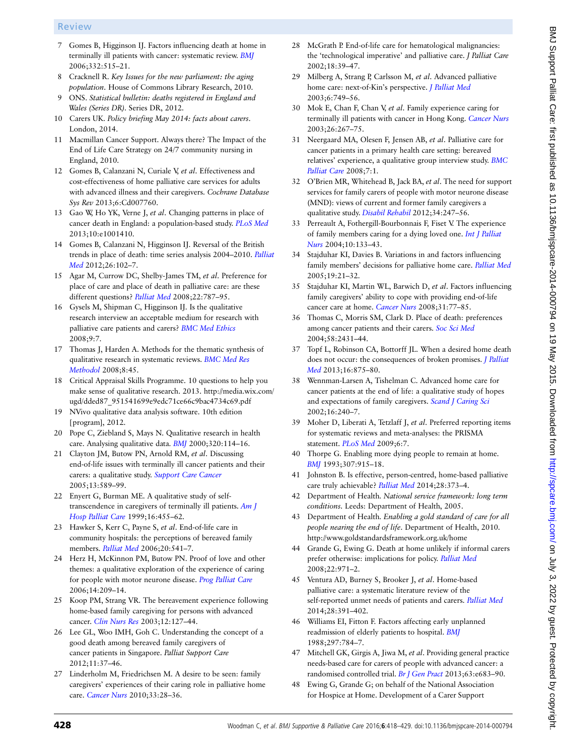7 Gomes B, Higginson IJ. Factors influencing death at home in terminally ill patients with cancer: systematic review. *BMJ* 2006;332:515–21.

8 Cracknell R. *Key Issues for the new parliament: the aging population*. House of Commons Library Research, 2010.

9 ONS. *Statistical bulletin: deaths registered in England and Wales (Series DR)*. Series DR, 2012.

10 Carers UK. *Policy briefing May 2014: facts about carers*. London, 2014.

11 Macmillan Cancer Support. Always there? The Impact of the End of Life Care Strategy on 24/7 community nursing in England, 2010.

12 Gomes B, Calanzani N, Curiale V, *et al*. Effectiveness and cost-effectiveness of home palliative care services for adults with advanced illness and their caregivers. *Cochrane Database Sys Rev* 2013;6:Cd007760.

13 Gao W, Ho YK, Verne J, *et al*. Changing patterns in place of cancer death in England: a population-based study. *PLoS Med* 2013;10:e1001410.

14 Gomes B, Calanzani N, Higginson IJ. Reversal of the British trends in place of death: time series analysis 2004–2010. *Palliat Med* 2012;26:102–7.

15 Agar M, Currow DC, Shelby-James TM, *et al*. Preference for place of care and place of death in palliative care: are these different questions? *Palliat Med* 2008;22:787–95.

16 Gysels M, Shipman C, Higginson IJ. Is the qualitative research interview an acceptable medium for research with palliative care patients and carers? *BMC Med Ethics* 2008;9:7.

17 Thomas J, Harden A. Methods for the thematic synthesis of qualitative research in systematic reviews. *BMC Med Res Methodol* 2008;8:45.

18 Critical Appraisal Skills Programme. 10 questions to help you make sense of qualitative research. 2013. http://media.wix.com/ugd/dded87_951541699e9edc71ce66c9bac4734c69.pdf

19 NVivo qualitative data analysis software. 10th edition [program], 2012.

20 Pope C, Ziebland S, Mays N. Qualitative research in health care. Analysing qualitative data. *BMJ* 2000;320:114–16.

21 Clayton JM, Butow PN, Arnold RM, *et al*. Discussing end-of-life issues with terminally ill cancer patients and their carers: a qualitative study. *Support Care Cancer* 2005;13:589–99.

22 Enyert G, Burman ME. A qualitative study of self-transcendence in caregivers of terminally ill patients. *Am J Hosp Palliat Care* 1999;16:455–62.

23 Hawker S, Kerr C, Payne S, *et al*. End-of-life care in community hospitals: the perceptions of bereaved family members. *Palliat Med* 2006;20:541–7.

24 Herz H, McKinnon PM, Butow PN. Proof of love and other themes: a qualitative exploration of the experience of caring for people with motor neurone disease. *Prog Palliat Care* 2006;14:209–14.

25 Koop PM, Strang VR. The bereavement experience following home-based family caregiving for persons with advanced cancer. *Clin Nurs Res* 2003;12:127–44.

26 Lee GL, Woo IMH, Goh C. Understanding the concept of a good death among bereaved family caregivers of cancer patients in Singapore. *Palliat Support Care* 2012;11:37–46.

27 Linderholm M, Friedrichsen M. A desire to be seen: family caregivers' experiences of their caring role in palliative home care. *Cancer Nurs* 2010;33:28–36.

28 McGrath P. End-of-life care for hematological malignancies: the 'technological imperative' and palliative care. *J Palliat Care* 2002;18:39–47.

29 Milberg A, Strang P, Carlsson M, *et al*. Advanced palliative home care: next-of-Kin's perspective. *J Palliat Med* 2003;6:749–56.

30 Mok E, Chan F, Chan V, *et al*. Family experience caring for terminally ill patients with cancer in Hong Kong. *Cancer Nurs* 2003;26:267–75.

31 Neergaard MA, Olesen F, Jensen AB, *et al*. Palliative care for cancer patients in a primary health care setting: bereaved relatives' experience, a qualitative group interview study. *BMC Palliat Care* 2008;7:1.

32 O'Brien MR, Whitehead B, Jack BA, *et al*. The need for support services for family carers of people with motor neurone disease (MND): views of current and former family caregivers a qualitative study. *Disabil Rehabil* 2012;34:247–56.

33 Perreault A, Fothergill-Bourbonnais F, Fiset V. The experience of family members caring for a dying loved one. *Int J Palliat Nurs* 2004;10:133–43.

34 Stajduhar KI, Davies B. Variations in and factors influencing family members' decisions for palliative home care. *Palliat Med* 2005;19:21–32.

35 Stajduhar KI, Martin WL, Barwich D, *et al*. Factors influencing family caregivers' ability to cope with providing end-of-life cancer care at home. *Cancer Nurs* 2008;31:77–85.

36 Thomas C, Morris SM, Clark D. Place of death: preferences among cancer patients and their carers. *Soc Sci Med* 2004;58:2431–44.

37 Topf L, Robinson CA, Bottorff JL. When a desired home death does not occur: the consequences of broken promises. *J Palliat Med* 2013;16:875–80.

38 Wennman-Larsen A, Tishelman C. Advanced home care for cancer patients at the end of life: a qualitative study of hopes and expectations of family caregivers. *Scand J Caring Sci* 2002;16:240–7.

39 Moher D, Liberati A, Tetzlaff J, *et al*. Preferred reporting items for systematic reviews and meta-analyses: the PRISMA statement. *PLoS Med* 2009;6:7.

40 Thorpe G. Enabling more dying people to remain at home. *BMJ* 1993;307:915–18.

41 Johnston B. Is effective, person-centred, home-based palliative care truly achievable? *Palliat Med* 2014;28:373–4.

42 Department of Health. *National service framework: long term conditions*. Leeds: Department of Health, 2005.

43 Department of Health. *Enabling a gold standard of care for all people nearing the end of life*. Department of Health, 2010. http://www.goldstandardsframework.org.uk/home

44 Grande G, Ewing G. Death at home unlikely if informal carers prefer otherwise: implications for policy. *Palliat Med* 2008;22:971–2.

45 Ventura AD, Burney S, Brooker J, *et al*. Home-based palliative care: a systematic literature review of the self-reported unmet needs of patients and carers. *Palliat Med* 2014;28:391–402.

46 Williams EI, Fitton F. Factors affecting early unplanned readmission of elderly patients to hospital. *BMJ* 1988;297:784–7.

47 Mitchell GK, Girgis A, Jiwa M, *et al*. Providing general practice needs-based care for carers of people with advanced cancer: a randomised controlled trial. *Br J Gen Pract* 2013;63:e683–90.

48 Ewing G, Grande G; on behalf of the National Association for Hospice at Home. Development of a Carer Support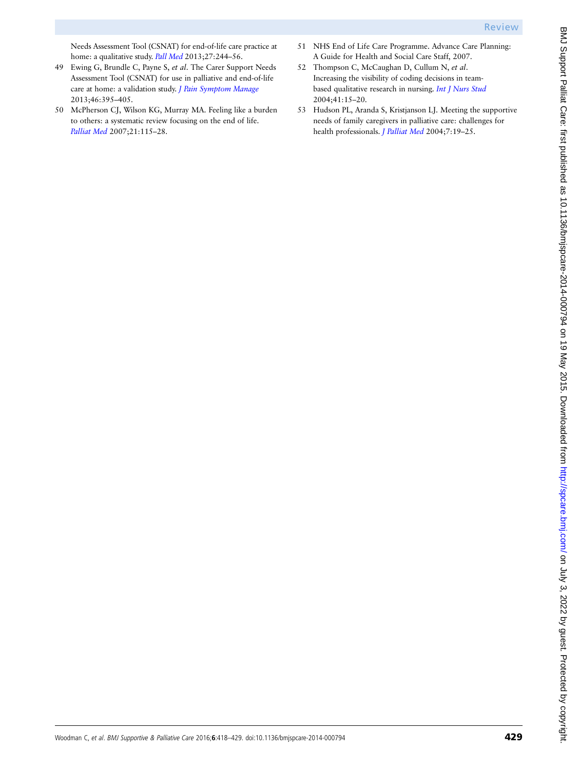Needs Assessment Tool (CSNAT) for end-of-life care practice at home: a qualitative study. *Pall Med* 2013;27:244–56.

49 Ewing G, Brundle C, Payne S, *et al*. The Carer Support Needs Assessment Tool (CSNAT) for use in palliative and end-of-life care at home: a validation study. *J Pain Symptom Manage* 2013;46:395–405.

50 McPherson CJ, Wilson KG, Murray MA. Feeling like a burden to others: a systematic review focusing on the end of life. *Palliat Med* 2007;21:115–28.

51 NHS End of Life Care Programme. Advance Care Planning: A Guide for Health and Social Care Staff, 2007.

52 Thompson C, McCaughan D, Cullum N, *et al*. Increasing the visibility of coding decisions in team-based qualitative research in nursing. *Int J Nurs Stud* 2004;41:15–20.

53 Hudson PL, Aranda S, Kristjanson LJ. Meeting the supportive needs of family caregivers in palliative care: challenges for health professionals. *J Palliat Med* 2004;7:19–25.